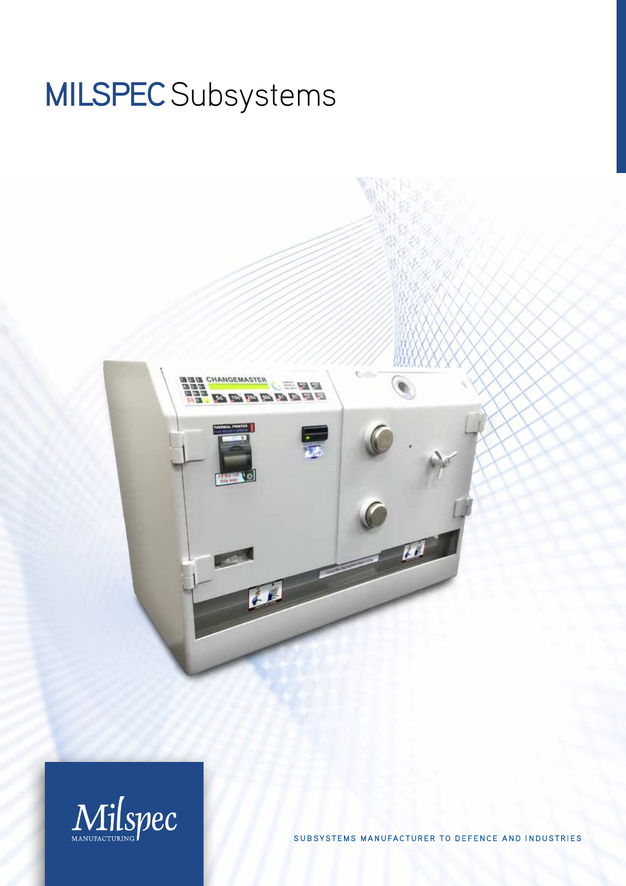# MILSPEC Subsystems

Milspec MANUFACTURING

SUBSYSTEMS MANUFACTURER TO DEFENCE AND INDUSTRIES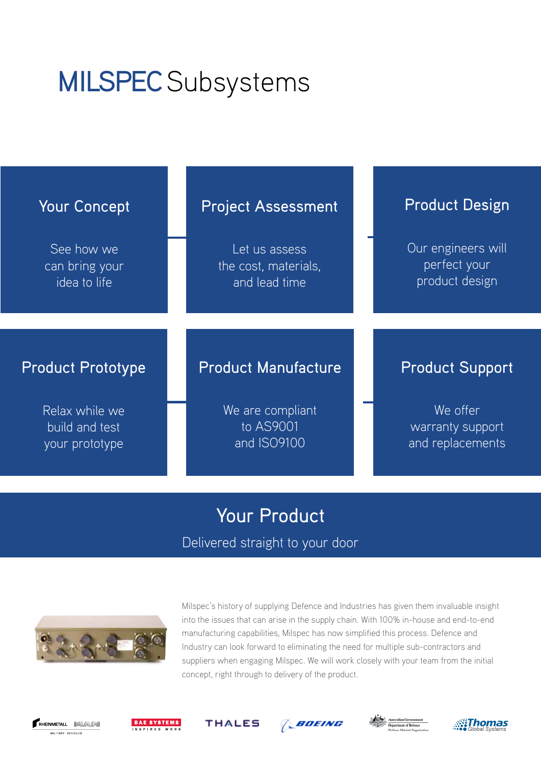# MILSPEC Subsystems

### Your Concept

See how we can bring your idea to life

### Project Assessment

Let us assess the cost, materials, and lead time

### Product Design

Our engineers will perfect your product design

### Product Prototype

Relax while we build and test your prototype

### Product Manufacture

We are compliant to AS9001 and ISO9100

### Product Support

We offer warranty support and replacements

## Your Product

Delivered straight to your door

Milspec's history of supplying Defence and Industries has given them invaluable insight into the issues that can arise in the supply chain. With 100% in-house and end-to-end manufacturing capabilities, Milspec has now simplified this process. Defence and Industry can look forward to eliminating the need for multiple sub-contractors and suppliers when engaging Milspec. We will work closely with your team from the initial concept, right through to delivery of the product.

RHEINMETALL MAN MILITARY VEHICLES · BAE SYSTEMS INSPIRED WORK · THALES · BOEING · Australian Government Department of Defence Defence Materiel Organisation · Thomas Global Systems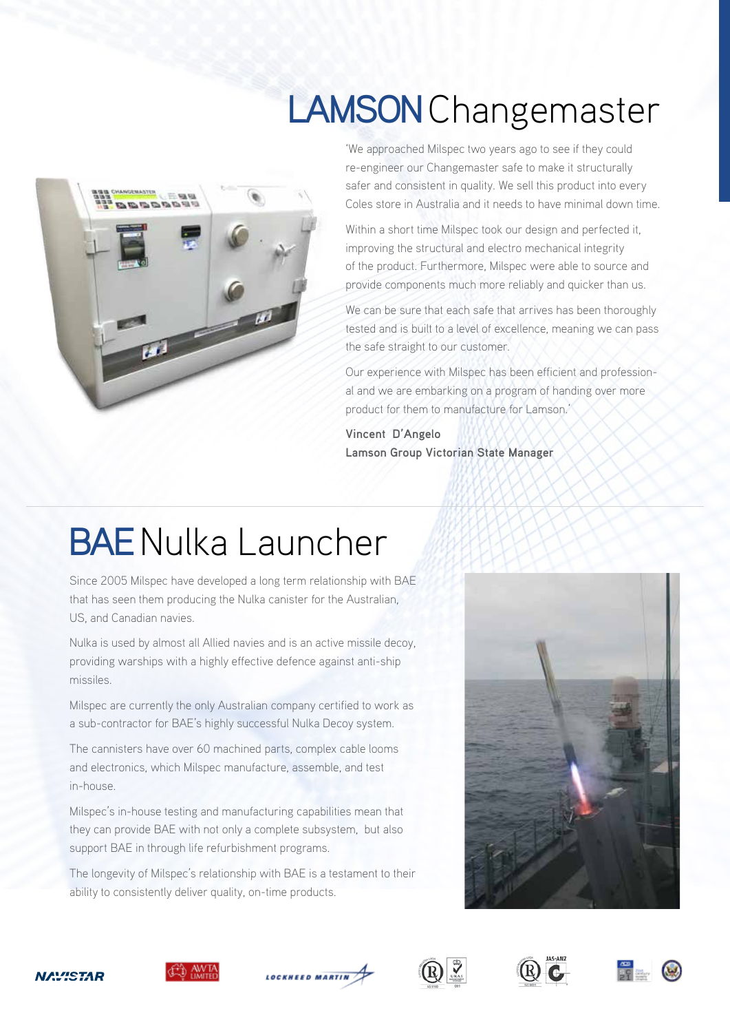# LAMSON Changemaster

'We approached Milspec two years ago to see if they could re-engineer our Changemaster safe to make it structurally safer and consistent in quality. We sell this product into every Coles store in Australia and it needs to have minimal down time.

Within a short time Milspec took our design and perfected it, improving the structural and electro mechanical integrity of the product. Furthermore, Milspec were able to source and provide components much more reliably and quicker than us.

We can be sure that each safe that arrives has been thoroughly tested and is built to a level of excellence, meaning we can pass the safe straight to our customer.

Our experience with Milspec has been efficient and professional and we are embarking on a program of handing over more product for them to manufacture for Lamson.'

**Vincent D'Angelo**
**Lamson Group Victorian State Manager**

# BAE Nulka Launcher

Since 2005 Milspec have developed a long term relationship with BAE that has seen them producing the Nulka canister for the Australian, US, and Canadian navies.

Nulka is used by almost all Allied navies and is an active missile decoy, providing warships with a highly effective defence against anti-ship missiles.

Milspec are currently the only Australian company certified to work as a sub-contractor for BAE's highly successful Nulka Decoy system.

The cannisters have over 60 machined parts, complex cable looms and electronics, which Milspec manufacture, assemble, and test in-house.

Milspec's in-house testing and manufacturing capabilities mean that they can provide BAE with not only a complete subsystem, but also support BAE in through life refurbishment programs.

The longevity of Milspec's relationship with BAE is a testament to their ability to consistently deliver quality, on-time products.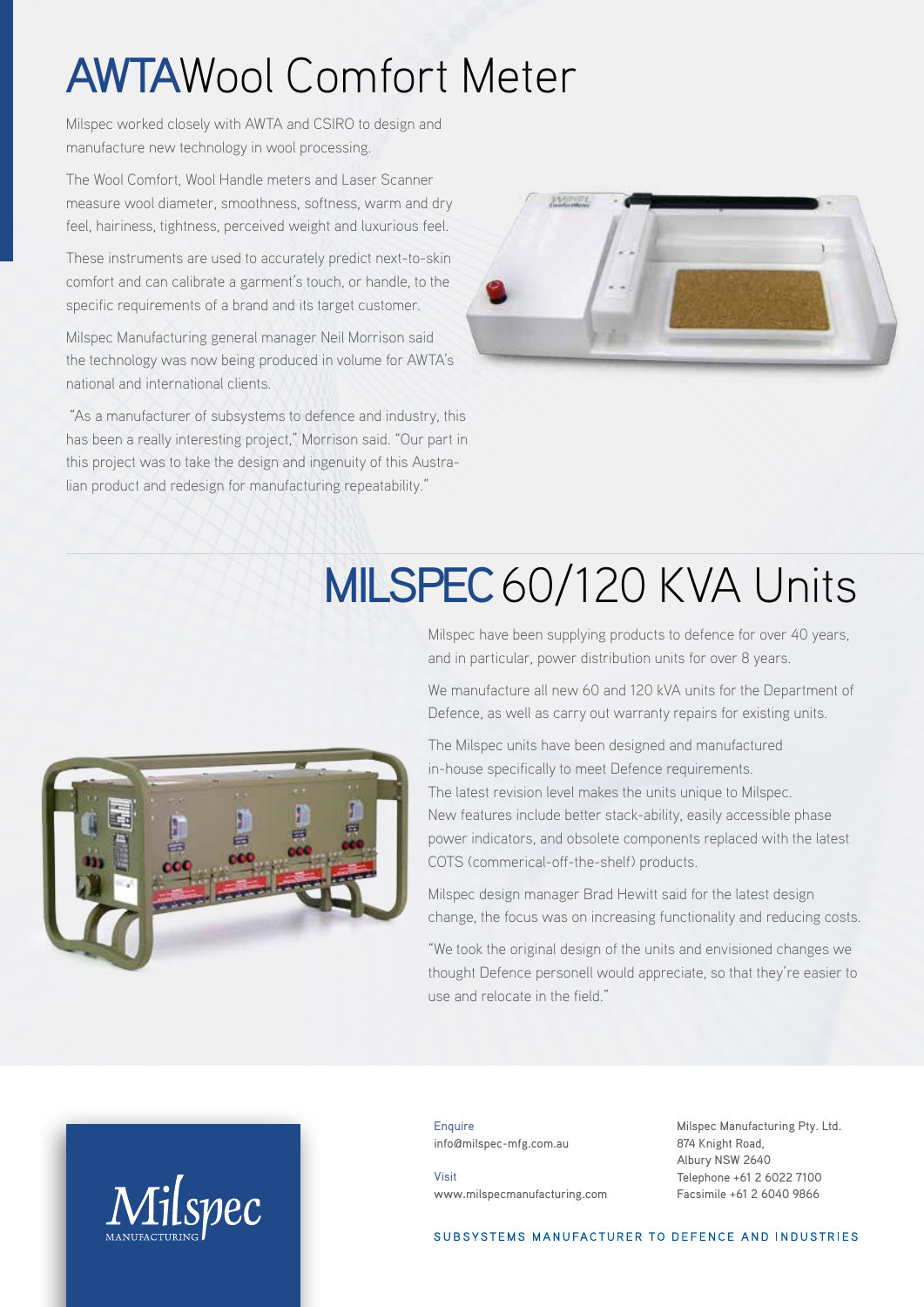# AWTA Wool Comfort Meter

Milspec worked closely with AWTA and CSIRO to design and manufacture new technology in wool processing.

The Wool Comfort, Wool Handle meters and Laser Scanner measure wool diameter, smoothness, softness, warm and dry feel, hairiness, tightness, perceived weight and luxurious feel.

These instruments are used to accurately predict next-to-skin comfort and can calibrate a garment's touch, or handle, to the specific requirements of a brand and its target customer.

Milspec Manufacturing general manager Neil Morrison said the technology was now being produced in volume for AWTA's national and international clients.

"As a manufacturer of subsystems to defence and industry, this has been a really interesting project," Morrison said. "Our part in this project was to take the design and ingenuity of this Australian product and redesign for manufacturing repeatability."

# MILSPEC 60/120 KVA Units

Milspec have been supplying products to defence for over 40 years, and in particular, power distribution units for over 8 years.

We manufacture all new 60 and 120 kVA units for the Department of Defence, as well as carry out warranty repairs for existing units.

The Milspec units have been designed and manufactured in-house specifically to meet Defence requirements. The latest revision level makes the units unique to Milspec. New features include better stack-ability, easily accessible phase power indicators, and obsolete components replaced with the latest COTS (commerical-off-the-shelf) products.

Milspec design manager Brad Hewitt said for the latest design change, the focus was on increasing functionality and reducing costs.

"We took the original design of the units and envisioned changes we thought Defence personell would appreciate, so that they're easier to use and relocate in the field."

Milspec MANUFACTURING

Enquire
info@milspec-mfg.com.au

Visit
www.milspecmanufacturing.com

Milspec Manufacturing Pty. Ltd.
874 Knight Road,
Albury NSW 2640
Telephone +61 2 6022 7100
Facsimile +61 2 6040 9866

SUBSYSTEMS MANUFACTURER TO DEFENCE AND INDUSTRIES